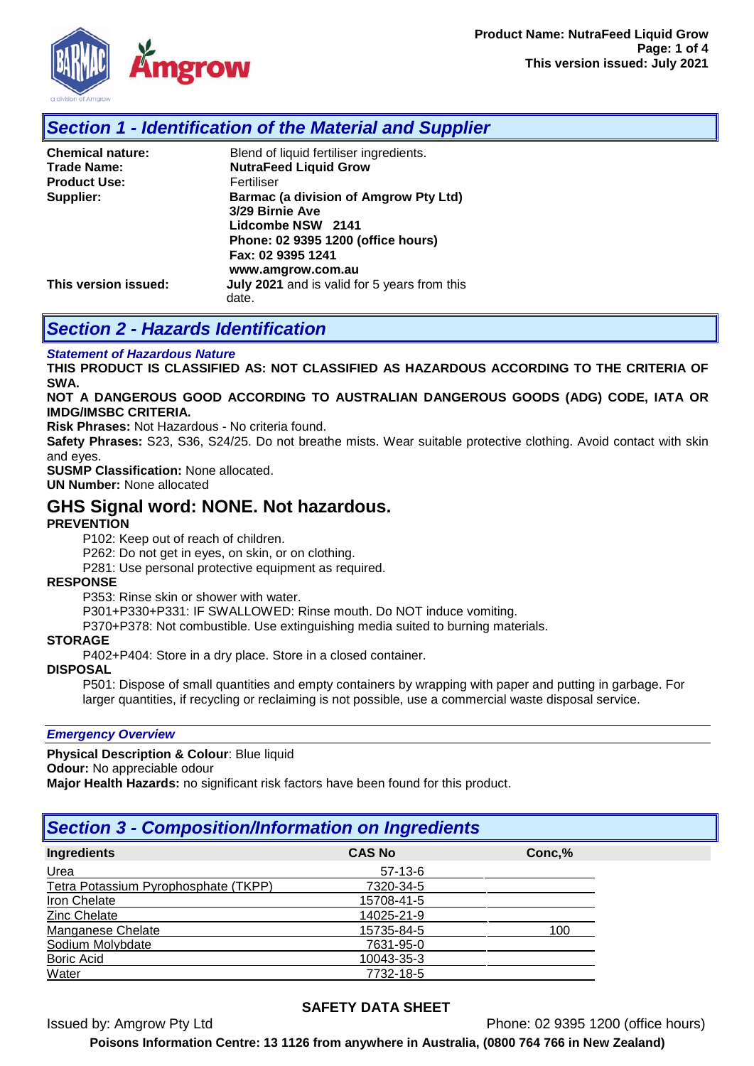## Section 1 - Identification of the Material and Supplier

**Chemical nature:** Blend of liquid fertiliser ingredients.
**Trade Name:** **NutraFeed Liquid Grow**
**Product Use:** Fertiliser
**Supplier:** **Barmac (a division of Amgrow Pty Ltd)**
**3/29 Birnie Ave**
**Lidcombe NSW 2141**
**Phone: 02 9395 1200 (office hours)**
**Fax: 02 9395 1241**
**www.amgrow.com.au**
**This version issued:** **July 2021** and is valid for 5 years from this date.

## Section 2 - Hazards Identification

***Statement of Hazardous Nature***

**THIS PRODUCT IS CLASSIFIED AS: NOT CLASSIFIED AS HAZARDOUS ACCORDING TO THE CRITERIA OF SWA.**

**NOT A DANGEROUS GOOD ACCORDING TO AUSTRALIAN DANGEROUS GOODS (ADG) CODE, IATA OR IMDG/IMSBC CRITERIA.**

**Risk Phrases:** Not Hazardous - No criteria found.

**Safety Phrases:** S23, S36, S24/25. Do not breathe mists. Wear suitable protective clothing. Avoid contact with skin and eyes.

**SUSMP Classification:** None allocated.

**UN Number:** None allocated

### GHS Signal word: NONE. Not hazardous.

**PREVENTION**

P102: Keep out of reach of children.
P262: Do not get in eyes, on skin, or on clothing.
P281: Use personal protective equipment as required.

**RESPONSE**

P353: Rinse skin or shower with water.
P301+P330+P331: IF SWALLOWED: Rinse mouth. Do NOT induce vomiting.
P370+P378: Not combustible. Use extinguishing media suited to burning materials.

**STORAGE**

P402+P404: Store in a dry place. Store in a closed container.

**DISPOSAL**

P501: Dispose of small quantities and empty containers by wrapping with paper and putting in garbage. For larger quantities, if recycling or reclaiming is not possible, use a commercial waste disposal service.

***Emergency Overview***

**Physical Description & Colour**: Blue liquid
**Odour:** No appreciable odour
**Major Health Hazards:** no significant risk factors have been found for this product.

## Section 3 - Composition/Information on Ingredients

| Ingredients | CAS No | Conc,% |
|---|---|---|
| Urea | 57-13-6 | |
| Tetra Potassium Pyrophosphate (TKPP) | 7320-34-5 | |
| Iron Chelate | 15708-41-5 | |
| Zinc Chelate | 14025-21-9 | |
| Manganese Chelate | 15735-84-5 | 100 |
| Sodium Molybdate | 7631-95-0 | |
| Boric Acid | 10043-35-3 | |
| Water | 7732-18-5 | |

**SAFETY DATA SHEET**

Issued by: Amgrow Pty Ltd Phone: 02 9395 1200 (office hours)

**Poisons Information Centre: 13 1126 from anywhere in Australia, (0800 764 766 in New Zealand)**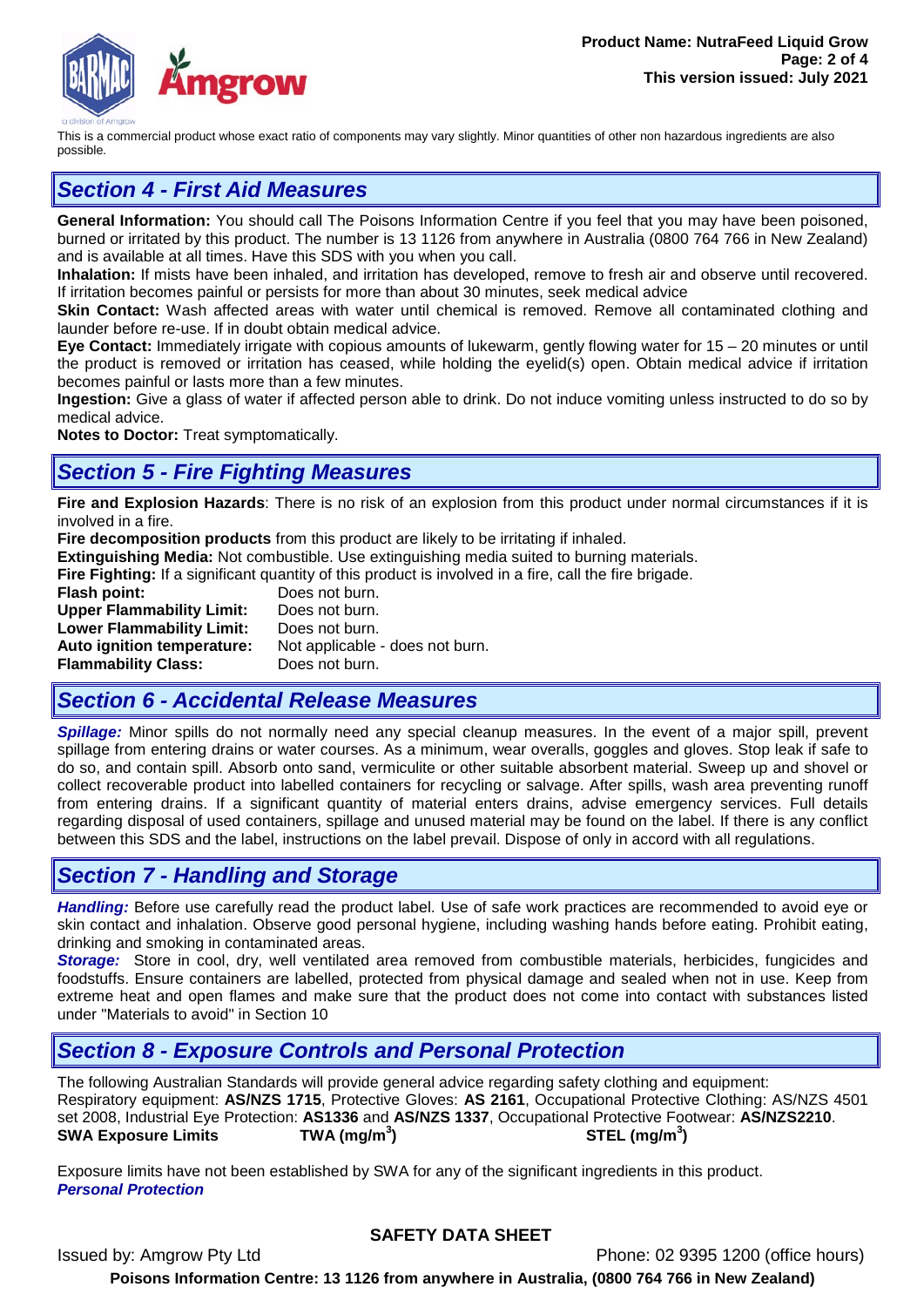This is a commercial product whose exact ratio of components may vary slightly. Minor quantities of other non hazardous ingredients are also possible.

## *Section 4 - First Aid Measures*

**General Information:** You should call The Poisons Information Centre if you feel that you may have been poisoned, burned or irritated by this product. The number is 13 1126 from anywhere in Australia (0800 764 766 in New Zealand) and is available at all times. Have this SDS with you when you call.

**Inhalation:** If mists have been inhaled, and irritation has developed, remove to fresh air and observe until recovered. If irritation becomes painful or persists for more than about 30 minutes, seek medical advice

**Skin Contact:** Wash affected areas with water until chemical is removed. Remove all contaminated clothing and launder before re-use. If in doubt obtain medical advice.

**Eye Contact:** Immediately irrigate with copious amounts of lukewarm, gently flowing water for 15 – 20 minutes or until the product is removed or irritation has ceased, while holding the eyelid(s) open. Obtain medical advice if irritation becomes painful or lasts more than a few minutes.

**Ingestion:** Give a glass of water if affected person able to drink. Do not induce vomiting unless instructed to do so by medical advice.

**Notes to Doctor:** Treat symptomatically.

## *Section 5 - Fire Fighting Measures*

**Fire and Explosion Hazards**: There is no risk of an explosion from this product under normal circumstances if it is involved in a fire.

**Fire decomposition products** from this product are likely to be irritating if inhaled.

**Extinguishing Media:** Not combustible. Use extinguishing media suited to burning materials.

**Fire Fighting:** If a significant quantity of this product is involved in a fire, call the fire brigade.

| | |
|---|---|
| **Flash point:** | Does not burn. |
| **Upper Flammability Limit:** | Does not burn. |
| **Lower Flammability Limit:** | Does not burn. |
| **Auto ignition temperature:** | Not applicable - does not burn. |
| **Flammability Class:** | Does not burn. |

## *Section 6 - Accidental Release Measures*

***Spillage:*** Minor spills do not normally need any special cleanup measures. In the event of a major spill, prevent spillage from entering drains or water courses. As a minimum, wear overalls, goggles and gloves. Stop leak if safe to do so, and contain spill. Absorb onto sand, vermiculite or other suitable absorbent material. Sweep up and shovel or collect recoverable product into labelled containers for recycling or salvage. After spills, wash area preventing runoff from entering drains. If a significant quantity of material enters drains, advise emergency services. Full details regarding disposal of used containers, spillage and unused material may be found on the label. If there is any conflict between this SDS and the label, instructions on the label prevail. Dispose of only in accord with all regulations.

## *Section 7 - Handling and Storage*

***Handling:*** Before use carefully read the product label. Use of safe work practices are recommended to avoid eye or skin contact and inhalation. Observe good personal hygiene, including washing hands before eating. Prohibit eating, drinking and smoking in contaminated areas.

***Storage:*** Store in cool, dry, well ventilated area removed from combustible materials, herbicides, fungicides and foodstuffs. Ensure containers are labelled, protected from physical damage and sealed when not in use. Keep from extreme heat and open flames and make sure that the product does not come into contact with substances listed under "Materials to avoid" in Section 10

## *Section 8 - Exposure Controls and Personal Protection*

The following Australian Standards will provide general advice regarding safety clothing and equipment:
Respiratory equipment: **AS/NZS 1715**, Protective Gloves: **AS 2161**, Occupational Protective Clothing: AS/NZS 4501 set 2008, Industrial Eye Protection: **AS1336** and **AS/NZS 1337**, Occupational Protective Footwear: **AS/NZS2210**.

| **SWA Exposure Limits** | **TWA ($mg/m^3$)** | **STEL ($mg/m^3$)** |
|---|---|---|

Exposure limits have not been established by SWA for any of the significant ingredients in this product.

***Personal Protection***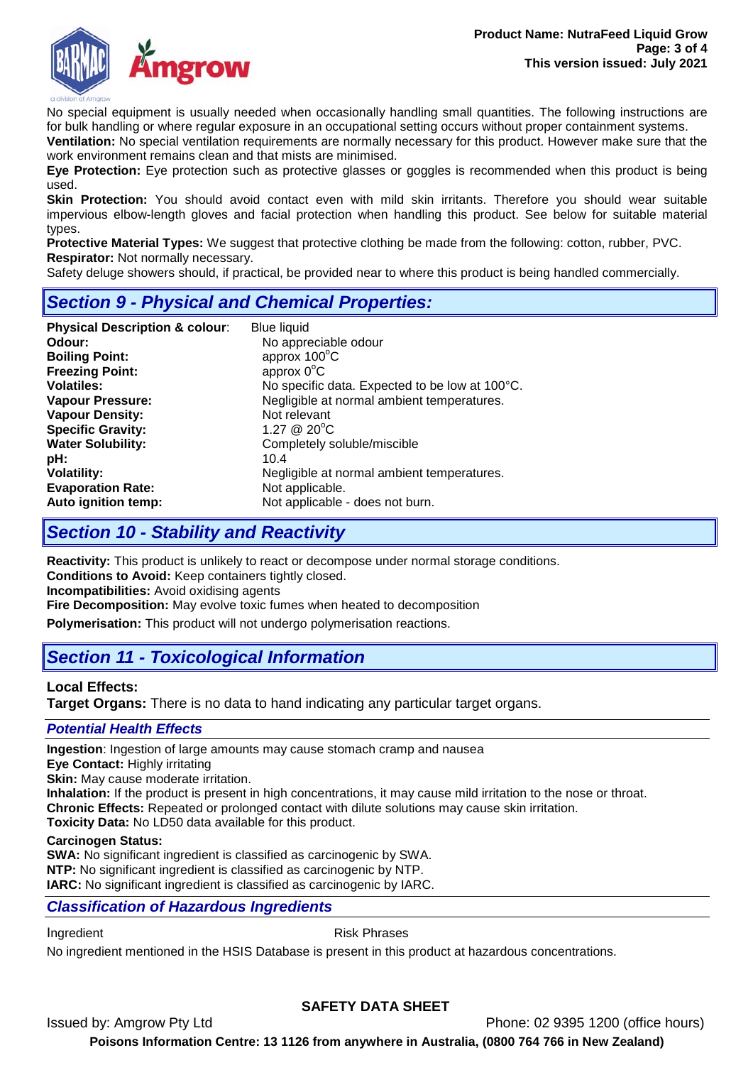No special equipment is usually needed when occasionally handling small quantities. The following instructions are for bulk handling or where regular exposure in an occupational setting occurs without proper containment systems.

**Ventilation:** No special ventilation requirements are normally necessary for this product. However make sure that the work environment remains clean and that mists are minimised.

**Eye Protection:** Eye protection such as protective glasses or goggles is recommended when this product is being used.

**Skin Protection:** You should avoid contact even with mild skin irritants. Therefore you should wear suitable impervious elbow-length gloves and facial protection when handling this product. See below for suitable material types.

**Protective Material Types:** We suggest that protective clothing be made from the following: cotton, rubber, PVC.

**Respirator:** Not normally necessary.

Safety deluge showers should, if practical, be provided near to where this product is being handled commercially.

## *Section 9 - Physical and Chemical Properties:*

| | |
|---|---|
| **Physical Description & colour**: | Blue liquid |
| **Odour:** | No appreciable odour |
| **Boiling Point:** | approx 100°C |
| **Freezing Point:** | approx 0°C |
| **Volatiles:** | No specific data. Expected to be low at 100°C. |
| **Vapour Pressure:** | Negligible at normal ambient temperatures. |
| **Vapour Density:** | Not relevant |
| **Specific Gravity:** | 1.27 @ 20°C |
| **Water Solubility:** | Completely soluble/miscible |
| **pH:** | 10.4 |
| **Volatility:** | Negligible at normal ambient temperatures. |
| **Evaporation Rate:** | Not applicable. |
| **Auto ignition temp:** | Not applicable - does not burn. |

## *Section 10 - Stability and Reactivity*

**Reactivity:** This product is unlikely to react or decompose under normal storage conditions.

**Conditions to Avoid:** Keep containers tightly closed.

**Incompatibilities:** Avoid oxidising agents

**Fire Decomposition:** May evolve toxic fumes when heated to decomposition

**Polymerisation:** This product will not undergo polymerisation reactions.

## *Section 11 - Toxicological Information*

**Local Effects:**

**Target Organs:** There is no data to hand indicating any particular target organs.

### *Potential Health Effects*

**Ingestion**: Ingestion of large amounts may cause stomach cramp and nausea

**Eye Contact:** Highly irritating

**Skin:** May cause moderate irritation.

**Inhalation:** If the product is present in high concentrations, it may cause mild irritation to the nose or throat.

**Chronic Effects:** Repeated or prolonged contact with dilute solutions may cause skin irritation.

**Toxicity Data:** No LD50 data available for this product.

**Carcinogen Status:**

**SWA:** No significant ingredient is classified as carcinogenic by SWA.

**NTP:** No significant ingredient is classified as carcinogenic by NTP.

**IARC:** No significant ingredient is classified as carcinogenic by IARC.

### *Classification of Hazardous Ingredients*

| Ingredient | Risk Phrases |
|---|---|

No ingredient mentioned in the HSIS Database is present in this product at hazardous concentrations.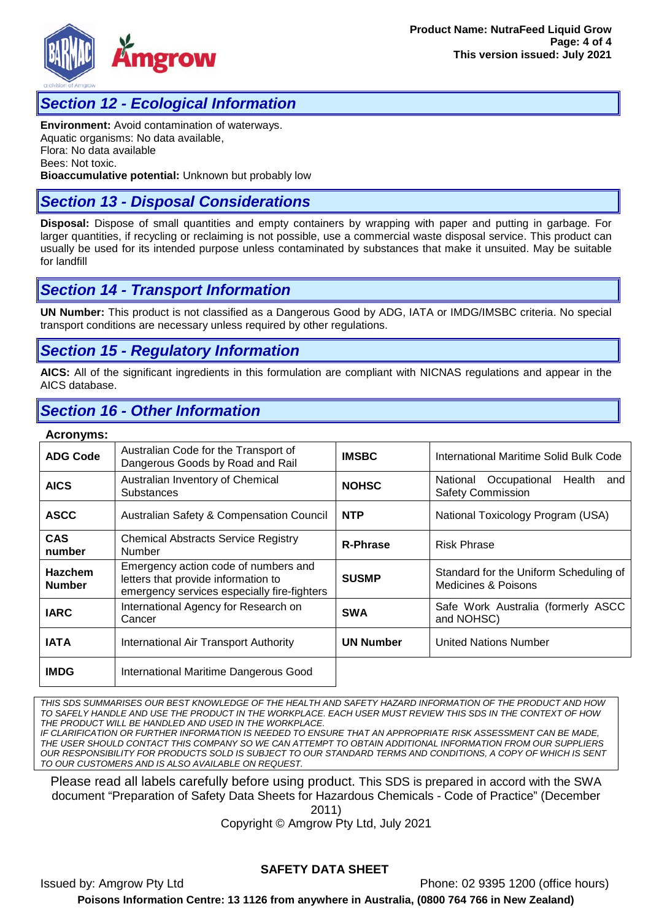## Section 12 - Ecological Information

**Environment:** Avoid contamination of waterways.
Aquatic organisms: No data available,
Flora: No data available
Bees: Not toxic.
**Bioaccumulative potential:** Unknown but probably low

## Section 13 - Disposal Considerations

**Disposal:** Dispose of small quantities and empty containers by wrapping with paper and putting in garbage. For larger quantities, if recycling or reclaiming is not possible, use a commercial waste disposal service. This product can usually be used for its intended purpose unless contaminated by substances that make it unsuited. May be suitable for landfill

## Section 14 - Transport Information

**UN Number:** This product is not classified as a Dangerous Good by ADG, IATA or IMDG/IMSBC criteria. No special transport conditions are necessary unless required by other regulations.

## Section 15 - Regulatory Information

**AICS:** All of the significant ingredients in this formulation are compliant with NICNAS regulations and appear in the AICS database.

## Section 16 - Other Information

**Acronyms:**

| | | | |
|---|---|---|---|
| **ADG Code** | Australian Code for the Transport of Dangerous Goods by Road and Rail | **IMSBC** | International Maritime Solid Bulk Code |
| **AICS** | Australian Inventory of Chemical Substances | **NOHSC** | National Occupational Health and Safety Commission |
| **ASCC** | Australian Safety & Compensation Council | **NTP** | National Toxicology Program (USA) |
| **CAS number** | Chemical Abstracts Service Registry Number | **R-Phrase** | Risk Phrase |
| **Hazchem Number** | Emergency action code of numbers and letters that provide information to emergency services especially fire-fighters | **SUSMP** | Standard for the Uniform Scheduling of Medicines & Poisons |
| **IARC** | International Agency for Research on Cancer | **SWA** | Safe Work Australia (formerly ASCC and NOHSC) |
| **IATA** | International Air Transport Authority | **UN Number** | United Nations Number |
| **IMDG** | International Maritime Dangerous Good | | |

*THIS SDS SUMMARISES OUR BEST KNOWLEDGE OF THE HEALTH AND SAFETY HAZARD INFORMATION OF THE PRODUCT AND HOW TO SAFELY HANDLE AND USE THE PRODUCT IN THE WORKPLACE. EACH USER MUST REVIEW THIS SDS IN THE CONTEXT OF HOW THE PRODUCT WILL BE HANDLED AND USED IN THE WORKPLACE.*
*IF CLARIFICATION OR FURTHER INFORMATION IS NEEDED TO ENSURE THAT AN APPROPRIATE RISK ASSESSMENT CAN BE MADE, THE USER SHOULD CONTACT THIS COMPANY SO WE CAN ATTEMPT TO OBTAIN ADDITIONAL INFORMATION FROM OUR SUPPLIERS OUR RESPONSIBILITY FOR PRODUCTS SOLD IS SUBJECT TO OUR STANDARD TERMS AND CONDITIONS, A COPY OF WHICH IS SENT TO OUR CUSTOMERS AND IS ALSO AVAILABLE ON REQUEST.*

Please read all labels carefully before using product. This SDS is prepared in accord with the SWA document "Preparation of Safety Data Sheets for Hazardous Chemicals - Code of Practice" (December 2011)
Copyright © Amgrow Pty Ltd, July 2021